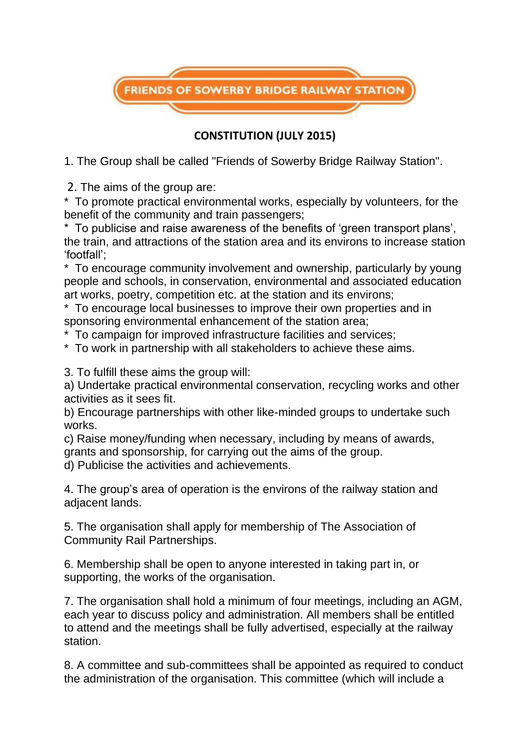FRIENDS OF SOWERBY BRIDGE RAILWAY STATION

## CONSTITUTION (JULY 2015)

1. The Group shall be called "Friends of Sowerby Bridge Railway Station".

2. The aims of the group are:
* To promote practical environmental works, especially by volunteers, for the benefit of the community and train passengers;
* To publicise and raise awareness of the benefits of 'green transport plans', the train, and attractions of the station area and its environs to increase station 'footfall';
* To encourage community involvement and ownership, particularly by young people and schools, in conservation, environmental and associated education art works, poetry, competition etc. at the station and its environs;
* To encourage local businesses to improve their own properties and in sponsoring environmental enhancement of the station area;
* To campaign for improved infrastructure facilities and services;
* To work in partnership with all stakeholders to achieve these aims.

3. To fulfill these aims the group will:
a) Undertake practical environmental conservation, recycling works and other activities as it sees fit.
b) Encourage partnerships with other like-minded groups to undertake such works.
c) Raise money/funding when necessary, including by means of awards, grants and sponsorship, for carrying out the aims of the group.
d) Publicise the activities and achievements.

4. The group's area of operation is the environs of the railway station and adjacent lands.

5. The organisation shall apply for membership of The Association of Community Rail Partnerships.

6. Membership shall be open to anyone interested in taking part in, or supporting, the works of the organisation.

7. The organisation shall hold a minimum of four meetings, including an AGM, each year to discuss policy and administration. All members shall be entitled to attend and the meetings shall be fully advertised, especially at the railway station.

8. A committee and sub-committees shall be appointed as required to conduct the administration of the organisation. This committee (which will include a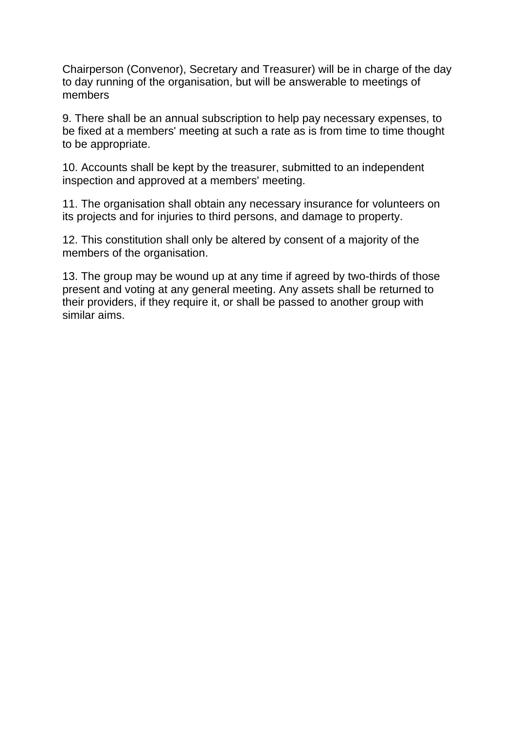Chairperson (Convenor), Secretary and Treasurer) will be in charge of the day to day running of the organisation, but will be answerable to meetings of members

9. There shall be an annual subscription to help pay necessary expenses, to be fixed at a members' meeting at such a rate as is from time to time thought to be appropriate.

10. Accounts shall be kept by the treasurer, submitted to an independent inspection and approved at a members' meeting.

11. The organisation shall obtain any necessary insurance for volunteers on its projects and for injuries to third persons, and damage to property.

12. This constitution shall only be altered by consent of a majority of the members of the organisation.

13. The group may be wound up at any time if agreed by two-thirds of those present and voting at any general meeting. Any assets shall be returned to their providers, if they require it, or shall be passed to another group with similar aims.